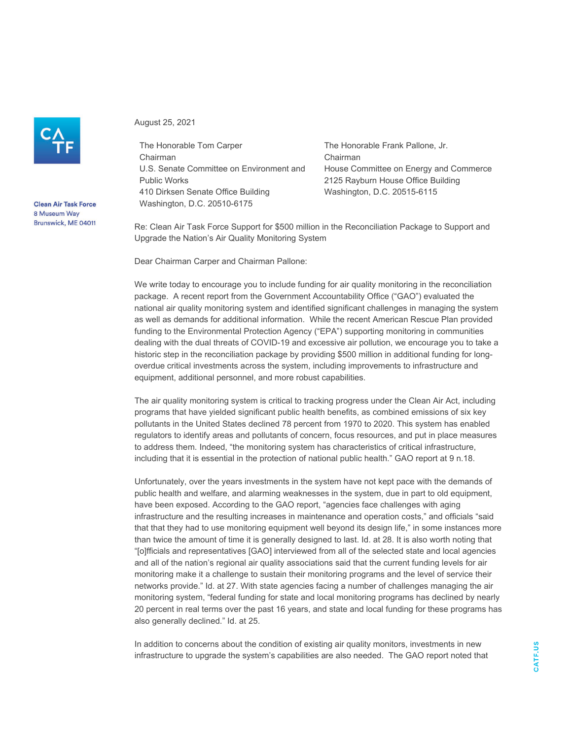Clean Air Task Force
8 Museum Way
Brunswick, ME 04011

August 25, 2021

The Honorable Tom Carper
Chairman
U.S. Senate Committee on Environment and Public Works
410 Dirksen Senate Office Building
Washington, D.C. 20510-6175

The Honorable Frank Pallone, Jr.
Chairman
House Committee on Energy and Commerce
2125 Rayburn House Office Building
Washington, D.C. 20515-6115

Re: Clean Air Task Force Support for $500 million in the Reconciliation Package to Support and Upgrade the Nation's Air Quality Monitoring System

Dear Chairman Carper and Chairman Pallone:

We write today to encourage you to include funding for air quality monitoring in the reconciliation package. A recent report from the Government Accountability Office ("GAO") evaluated the national air quality monitoring system and identified significant challenges in managing the system as well as demands for additional information. While the recent American Rescue Plan provided funding to the Environmental Protection Agency ("EPA") supporting monitoring in communities dealing with the dual threats of COVID-19 and excessive air pollution, we encourage you to take a historic step in the reconciliation package by providing $500 million in additional funding for long-overdue critical investments across the system, including improvements to infrastructure and equipment, additional personnel, and more robust capabilities.

The air quality monitoring system is critical to tracking progress under the Clean Air Act, including programs that have yielded significant public health benefits, as combined emissions of six key pollutants in the United States declined 78 percent from 1970 to 2020. This system has enabled regulators to identify areas and pollutants of concern, focus resources, and put in place measures to address them. Indeed, "the monitoring system has characteristics of critical infrastructure, including that it is essential in the protection of national public health." GAO report at 9 n.18.

Unfortunately, over the years investments in the system have not kept pace with the demands of public health and welfare, and alarming weaknesses in the system, due in part to old equipment, have been exposed. According to the GAO report, "agencies face challenges with aging infrastructure and the resulting increases in maintenance and operation costs," and officials "said that that they had to use monitoring equipment well beyond its design life," in some instances more than twice the amount of time it is generally designed to last. Id. at 28. It is also worth noting that "[o]fficials and representatives [GAO] interviewed from all of the selected state and local agencies and all of the nation's regional air quality associations said that the current funding levels for air monitoring make it a challenge to sustain their monitoring programs and the level of service their networks provide." Id. at 27. With state agencies facing a number of challenges managing the air monitoring system, "federal funding for state and local monitoring programs has declined by nearly 20 percent in real terms over the past 16 years, and state and local funding for these programs has also generally declined." Id. at 25.

In addition to concerns about the condition of existing air quality monitors, investments in new infrastructure to upgrade the system's capabilities are also needed. The GAO report noted that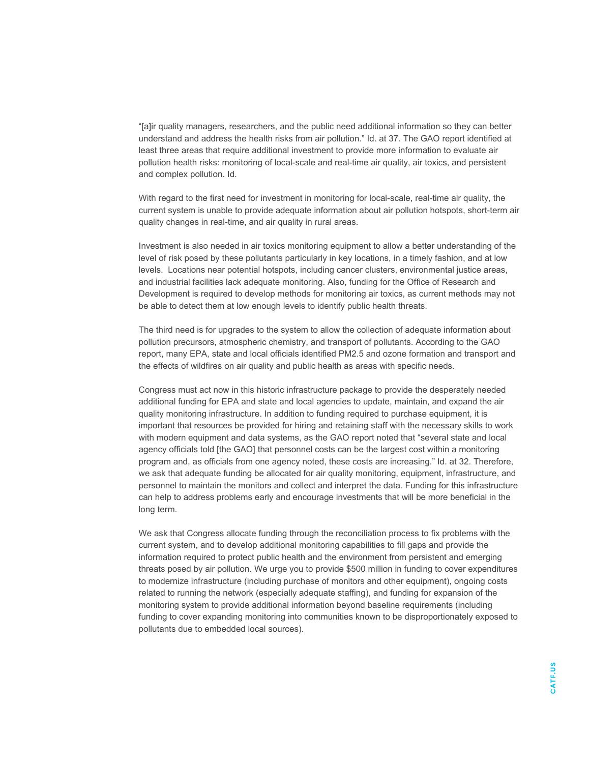"[a]ir quality managers, researchers, and the public need additional information so they can better understand and address the health risks from air pollution." Id. at 37. The GAO report identified at least three areas that require additional investment to provide more information to evaluate air pollution health risks: monitoring of local-scale and real-time air quality, air toxics, and persistent and complex pollution. Id.

With regard to the first need for investment in monitoring for local-scale, real-time air quality, the current system is unable to provide adequate information about air pollution hotspots, short-term air quality changes in real-time, and air quality in rural areas.

Investment is also needed in air toxics monitoring equipment to allow a better understanding of the level of risk posed by these pollutants particularly in key locations, in a timely fashion, and at low levels. Locations near potential hotspots, including cancer clusters, environmental justice areas, and industrial facilities lack adequate monitoring. Also, funding for the Office of Research and Development is required to develop methods for monitoring air toxics, as current methods may not be able to detect them at low enough levels to identify public health threats.

The third need is for upgrades to the system to allow the collection of adequate information about pollution precursors, atmospheric chemistry, and transport of pollutants. According to the GAO report, many EPA, state and local officials identified $PM_{2.5}$ and ozone formation and transport and the effects of wildfires on air quality and public health as areas with specific needs.

Congress must act now in this historic infrastructure package to provide the desperately needed additional funding for EPA and state and local agencies to update, maintain, and expand the air quality monitoring infrastructure. In addition to funding required to purchase equipment, it is important that resources be provided for hiring and retaining staff with the necessary skills to work with modern equipment and data systems, as the GAO report noted that "several state and local agency officials told [the GAO] that personnel costs can be the largest cost within a monitoring program and, as officials from one agency noted, these costs are increasing." Id. at 32. Therefore, we ask that adequate funding be allocated for air quality monitoring, equipment, infrastructure, and personnel to maintain the monitors and collect and interpret the data. Funding for this infrastructure can help to address problems early and encourage investments that will be more beneficial in the long term.

We ask that Congress allocate funding through the reconciliation process to fix problems with the current system, and to develop additional monitoring capabilities to fill gaps and provide the information required to protect public health and the environment from persistent and emerging threats posed by air pollution. We urge you to provide $500 million in funding to cover expenditures to modernize infrastructure (including purchase of monitors and other equipment), ongoing costs related to running the network (especially adequate staffing), and funding for expansion of the monitoring system to provide additional information beyond baseline requirements (including funding to cover expanding monitoring into communities known to be disproportionately exposed to pollutants due to embedded local sources).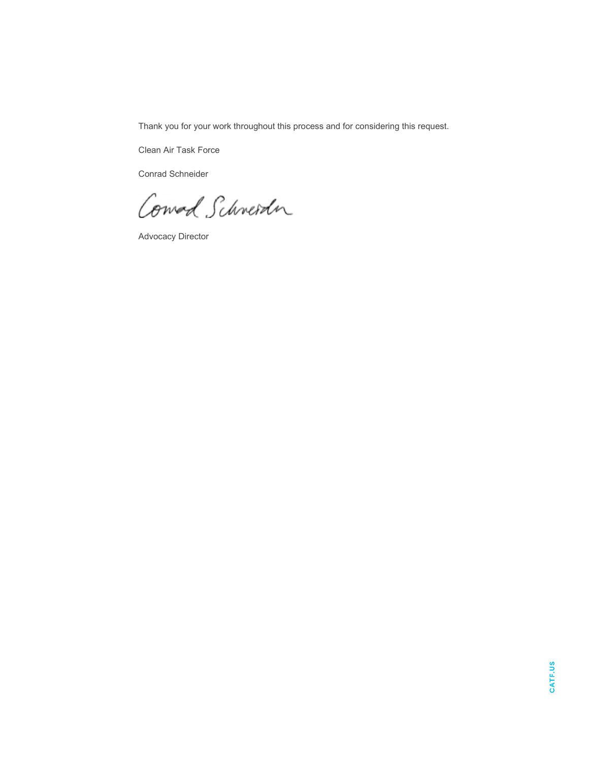Thank you for your work throughout this process and for considering this request.

Clean Air Task Force

Conrad Schneider

Advocacy Director